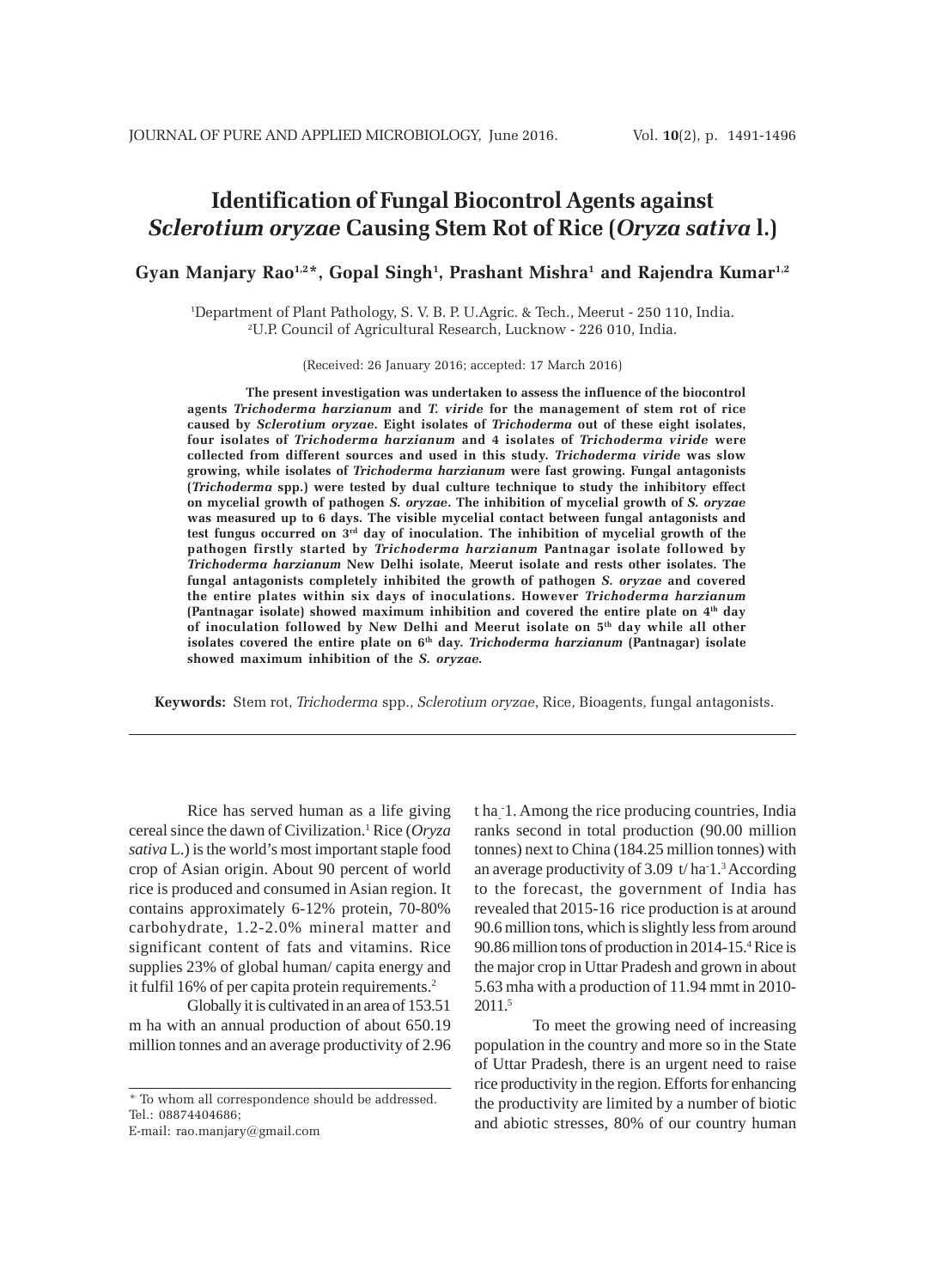# Identification of Fungal Biocontrol Agents against *Sclerotium oryzae* Causing Stem Rot of Rice (*Oryza sativa* l.)

**Gyan Manjary Rao[1,2]*, Gopal Singh[1], Prashant Mishra[1] and Rajendra Kumar[1,2]**

[1]Department of Plant Pathology, S. V. B. P. U.Agric. & Tech., Meerut - 250 110, India.
[2]U.P. Council of Agricultural Research, Lucknow - 226 010, India.

(Received: 26 January 2016; accepted: 17 March 2016)

**The present investigation was undertaken to assess the influence of the biocontrol agents *Trichoderma harzianum* and *T. viride* for the management of stem rot of rice caused by *Sclerotium oryzae*. Eight isolates of *Trichoderma* out of these eight isolates, four isolates of *Trichoderma harzianum* and 4 isolates of *Trichoderma viride* were collected from different sources and used in this study. *Trichoderma viride* was slow growing, while isolates of *Trichoderma harzianum* were fast growing. Fungal antagonists (*Trichoderma* spp.) were tested by dual culture technique to study the inhibitory effect on mycelial growth of pathogen *S. oryzae*. The inhibition of mycelial growth of *S. oryzae* was measured up to 6 days. The visible mycelial contact between fungal antagonists and test fungus occurred on 3rd day of inoculation. The inhibition of mycelial growth of the pathogen firstly started by *Trichoderma harzianum* Pantnagar isolate followed by *Trichoderma harzianum* New Delhi isolate, Meerut isolate and rests other isolates. The fungal antagonists completely inhibited the growth of pathogen *S. oryzae* and covered the entire plates within six days of inoculations. However *Trichoderma harzianum* (Pantnagar isolate) showed maximum inhibition and covered the entire plate on 4th day of inoculation followed by New Delhi and Meerut isolate on 5th day while all other isolates covered the entire plate on 6th day. *Trichoderma harzianum* (Pantnagar) isolate showed maximum inhibition of the *S. oryzae*.**

**Keywords:** Stem rot, *Trichoderma* spp., *Sclerotium oryzae*, Rice, Bioagents, fungal antagonists.

---

Rice has served human as a life giving cereal since the dawn of Civilization.[1] Rice (*Oryza sativa* L.) is the world's most important staple food crop of Asian origin. About 90 percent of world rice is produced and consumed in Asian region. It contains approximately 6-12% protein, 70-80% carbohydrate, 1.2-2.0% mineral matter and significant content of fats and vitamins. Rice supplies 23% of global human/ capita energy and it fulfil 16% of per capita protein requirements.[2]

Globally it is cultivated in an area of 153.51 m ha with an annual production of about 650.19 million tonnes and an average productivity of 2.96 t $ha^{-1}$. Among the rice producing countries, India ranks second in total production (90.00 million tonnes) next to China (184.25 million tonnes) with an average productivity of 3.09 t/ $ha^{-1}$.[3] According to the forecast, the government of India has revealed that 2015-16 rice production is at around 90.6 million tons, which is slightly less from around 90.86 million tons of production in 2014-15.[4] Rice is the major crop in Uttar Pradesh and grown in about 5.63 mha with a production of 11.94 mmt in 2010-2011.[5]

To meet the growing need of increasing population in the country and more so in the State of Uttar Pradesh, there is an urgent need to raise rice productivity in the region. Efforts for enhancing the productivity are limited by a number of biotic and abiotic stresses, 80% of our country human

---

\* To whom all correspondence should be addressed.
Tel.: 08874404686;
E-mail: rao.manjary@gmail.com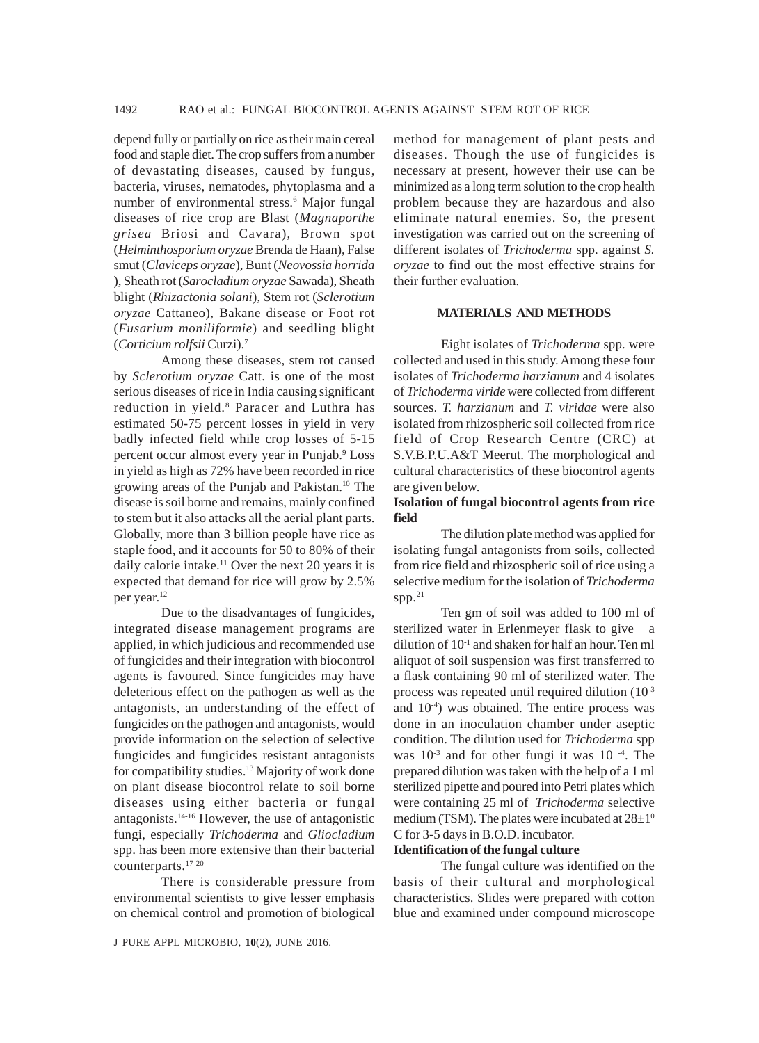depend fully or partially on rice as their main cereal food and staple diet. The crop suffers from a number of devastating diseases, caused by fungus, bacteria, viruses, nematodes, phytoplasma and a number of environmental stress.[6] Major fungal diseases of rice crop are Blast (*Magnaporthe grisea* Briosi and Cavara), Brown spot (*Helminthosporium oryzae* Brenda de Haan), False smut (*Claviceps oryzae*), Bunt (*Neovossia horrida* ), Sheath rot (*Sarocladium oryzae* Sawada), Sheath blight (*Rhizactonia solani*), Stem rot (*Sclerotium oryzae* Cattaneo), Bakane disease or Foot rot (*Fusarium moniliformie*) and seedling blight (*Corticium rolfsii* Curzi).[7]

Among these diseases, stem rot caused by *Sclerotium oryzae* Catt. is one of the most serious diseases of rice in India causing significant reduction in yield.[8] Paracer and Luthra has estimated 50-75 percent losses in yield in very badly infected field while crop losses of 5-15 percent occur almost every year in Punjab.[9] Loss in yield as high as 72% have been recorded in rice growing areas of the Punjab and Pakistan.[10] The disease is soil borne and remains, mainly confined to stem but it also attacks all the aerial plant parts. Globally, more than 3 billion people have rice as staple food, and it accounts for 50 to 80% of their daily calorie intake.[11] Over the next 20 years it is expected that demand for rice will grow by 2.5% per year.[12]

Due to the disadvantages of fungicides, integrated disease management programs are applied, in which judicious and recommended use of fungicides and their integration with biocontrol agents is favoured. Since fungicides may have deleterious effect on the pathogen as well as the antagonists, an understanding of the effect of fungicides on the pathogen and antagonists, would provide information on the selection of selective fungicides and fungicides resistant antagonists for compatibility studies.[13] Majority of work done on plant disease biocontrol relate to soil borne diseases using either bacteria or fungal antagonists.[14-16] However, the use of antagonistic fungi, especially *Trichoderma* and *Gliocladium* spp. has been more extensive than their bacterial counterparts.[17-20]

There is considerable pressure from environmental scientists to give lesser emphasis on chemical control and promotion of biological method for management of plant pests and diseases. Though the use of fungicides is necessary at present, however their use can be minimized as a long term solution to the crop health problem because they are hazardous and also eliminate natural enemies. So, the present investigation was carried out on the screening of different isolates of *Trichoderma* spp. against *S. oryzae* to find out the most effective strains for their further evaluation.

## MATERIALS AND METHODS

Eight isolates of *Trichoderma* spp. were collected and used in this study. Among these four isolates of *Trichoderma harzianum* and 4 isolates of *Trichoderma viride* were collected from different sources. *T. harzianum* and *T. viridae* were also isolated from rhizospheric soil collected from rice field of Crop Research Centre (CRC) at S.V.B.P.U.A&T Meerut. The morphological and cultural characteristics of these biocontrol agents are given below.

### Isolation of fungal biocontrol agents from rice field

The dilution plate method was applied for isolating fungal antagonists from soils, collected from rice field and rhizospheric soil of rice using a selective medium for the isolation of *Trichoderma* spp.[21]

Ten gm of soil was added to 100 ml of sterilized water in Erlenmeyer flask to give a dilution of $10^{-1}$ and shaken for half an hour. Ten ml aliquot of soil suspension was first transferred to a flask containing 90 ml of sterilized water. The process was repeated until required dilution ($10^{-3}$ and $10^{-4}$) was obtained. The entire process was done in an inoculation chamber under aseptic condition. The dilution used for *Trichoderma* spp was $10^{-3}$ and for other fungi it was $10^{-4}$. The prepared dilution was taken with the help of a 1 ml sterilized pipette and poured into Petri plates which were containing 25 ml of *Trichoderma* selective medium (TSM). The plates were incubated at $28\pm1^{0}$ C for 3-5 days in B.O.D. incubator.

### Identification of the fungal culture

The fungal culture was identified on the basis of their cultural and morphological characteristics. Slides were prepared with cotton blue and examined under compound microscope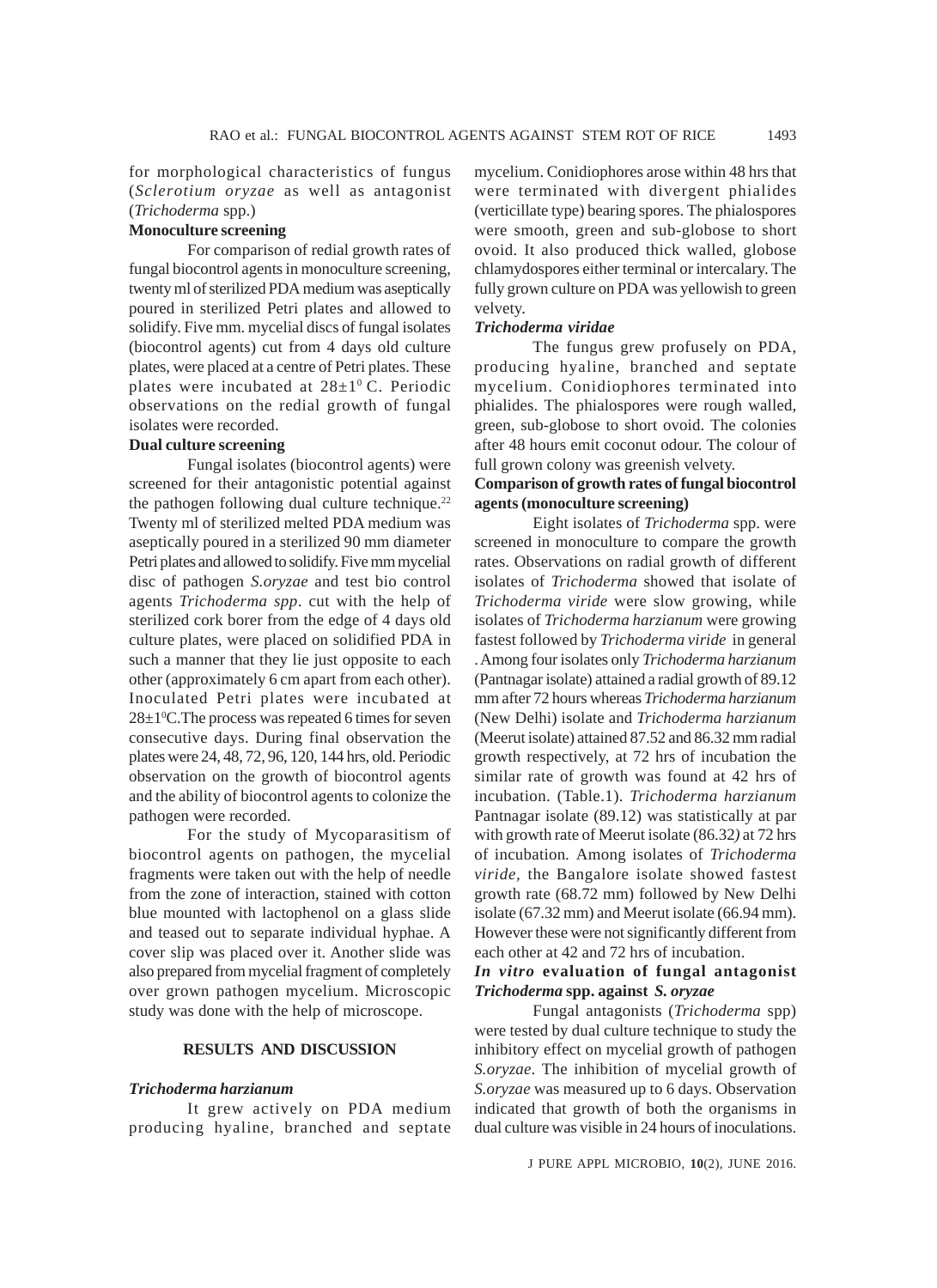for morphological characteristics of fungus (*Sclerotium oryzae* as well as antagonist (*Trichoderma* spp.)

**Monoculture screening**

For comparison of redial growth rates of fungal biocontrol agents in monoculture screening, twenty ml of sterilized PDA medium was aseptically poured in sterilized Petri plates and allowed to solidify. Five mm. mycelial discs of fungal isolates (biocontrol agents) cut from 4 days old culture plates, were placed at a centre of Petri plates. These plates were incubated at $28\pm1^0$ C. Periodic observations on the redial growth of fungal isolates were recorded.

**Dual culture screening**

Fungal isolates (biocontrol agents) were screened for their antagonistic potential against the pathogen following dual culture technique.[22] Twenty ml of sterilized melted PDA medium was aseptically poured in a sterilized 90 mm diameter Petri plates and allowed to solidify. Five mm mycelial disc of pathogen *S.oryzae* and test bio control agents *Trichoderma spp*. cut with the help of sterilized cork borer from the edge of 4 days old culture plates, were placed on solidified PDA in such a manner that they lie just opposite to each other (approximately 6 cm apart from each other). Inoculated Petri plates were incubated at $28\pm1^0$C.The process was repeated 6 times for seven consecutive days. During final observation the plates were 24, 48, 72, 96, 120, 144 hrs, old. Periodic observation on the growth of biocontrol agents and the ability of biocontrol agents to colonize the pathogen were recorded.

For the study of Mycoparasitism of biocontrol agents on pathogen, the mycelial fragments were taken out with the help of needle from the zone of interaction, stained with cotton blue mounted with lactophenol on a glass slide and teased out to separate individual hyphae. A cover slip was placed over it. Another slide was also prepared from mycelial fragment of completely over grown pathogen mycelium. Microscopic study was done with the help of microscope.

## RESULTS AND DISCUSSION

### *Trichoderma harzianum*

It grew actively on PDA medium producing hyaline, branched and septate mycelium. Conidiophores arose within 48 hrs that were terminated with divergent phialides (verticillate type) bearing spores. The phialospores were smooth, green and sub-globose to short ovoid. It also produced thick walled, globose chlamydospores either terminal or intercalary. The fully grown culture on PDA was yellowish to green velvety.

### *Trichoderma viridae*

The fungus grew profusely on PDA, producing hyaline, branched and septate mycelium. Conidiophores terminated into phialides. The phialospores were rough walled, green, sub-globose to short ovoid. The colonies after 48 hours emit coconut odour. The colour of full grown colony was greenish velvety.

**Comparison of growth rates of fungal biocontrol agents (monoculture screening)**

Eight isolates of *Trichoderma* spp. were screened in monoculture to compare the growth rates. Observations on radial growth of different isolates of *Trichoderma* showed that isolate of *Trichoderma viride* were slow growing, while isolates of *Trichoderma harzianum* were growing fastest followed by *Trichoderma viride* in general . Among four isolates only *Trichoderma harzianum* (Pantnagar isolate) attained a radial growth of 89.12 mm after 72 hours whereas *Trichoderma harzianum* (New Delhi) isolate and *Trichoderma harzianum* (Meerut isolate) attained 87.52 and 86.32 mm radial growth respectively, at 72 hrs of incubation the similar rate of growth was found at 42 hrs of incubation. (Table.1). *Trichoderma harzianum* Pantnagar isolate (89.12) was statistically at par with growth rate of Meerut isolate (86.32*)* at 72 hrs of incubation. Among isolates of *Trichoderma viride*, the Bangalore isolate showed fastest growth rate (68.72 mm) followed by New Delhi isolate (67.32 mm) and Meerut isolate (66.94 mm). However these were not significantly different from each other at 42 and 72 hrs of incubation.

***In vitro* evaluation of fungal antagonist *Trichoderma* spp. against *S. oryzae***

Fungal antagonists (*Trichoderma* spp) were tested by dual culture technique to study the inhibitory effect on mycelial growth of pathogen *S.oryzae*. The inhibition of mycelial growth of *S.oryzae* was measured up to 6 days. Observation indicated that growth of both the organisms in dual culture was visible in 24 hours of inoculations.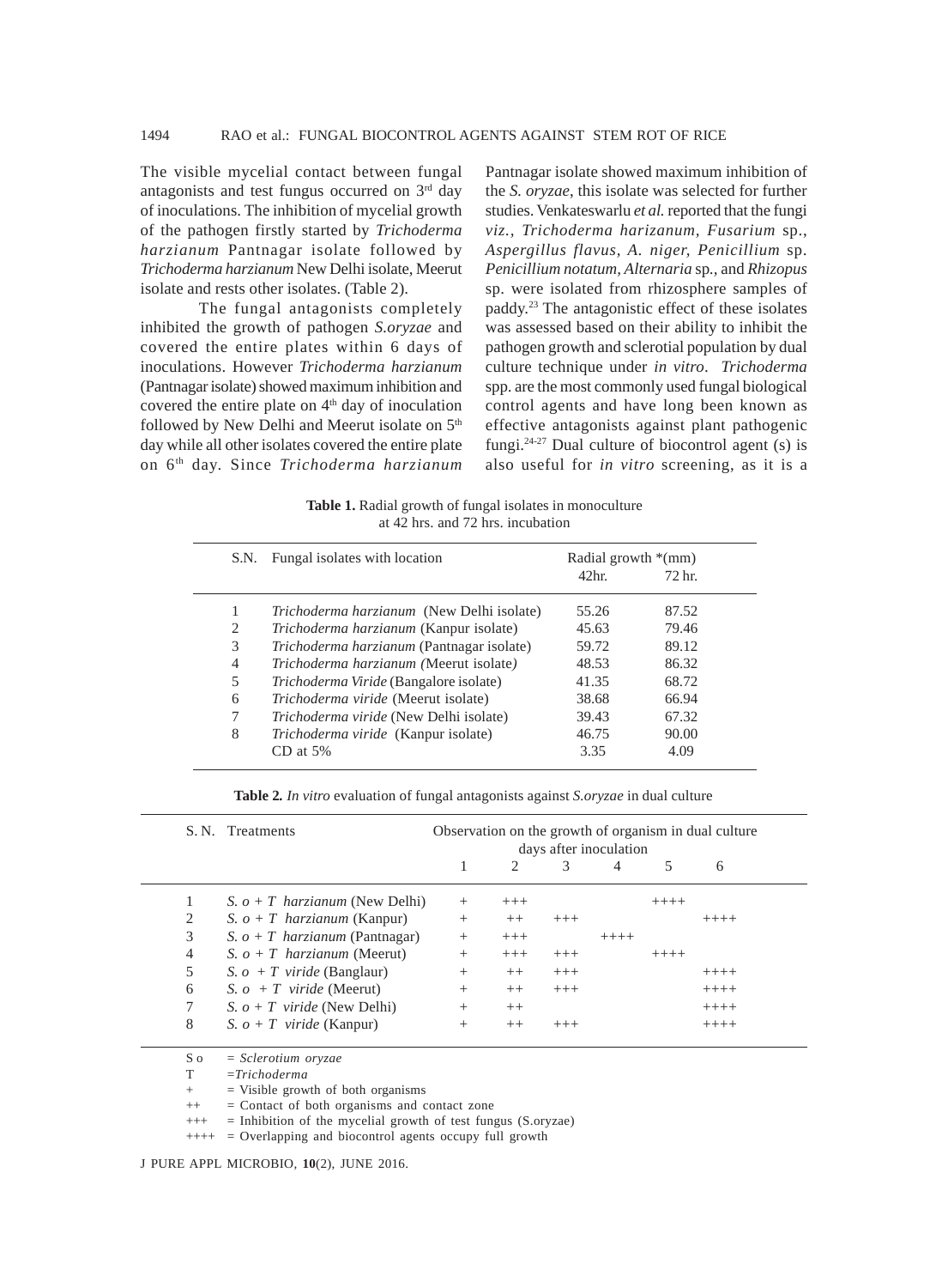The visible mycelial contact between fungal antagonists and test fungus occurred on 3[rd] day of inoculations. The inhibition of mycelial growth of the pathogen firstly started by *Trichoderma harzianum* Pantnagar isolate followed by *Trichoderma harzianum* New Delhi isolate, Meerut isolate and rests other isolates. (Table 2).

The fungal antagonists completely inhibited the growth of pathogen *S.oryzae* and covered the entire plates within 6 days of inoculations. However *Trichoderma harzianum* (Pantnagar isolate) showed maximum inhibition and covered the entire plate on 4[th] day of inoculation followed by New Delhi and Meerut isolate on 5[th] day while all other isolates covered the entire plate on 6[th] day. Since *Trichoderma harzianum* Pantnagar isolate showed maximum inhibition of the *S. oryzae*, this isolate was selected for further studies. Venkateswarlu *et al.* reported that the fungi *viz., Trichoderma harizanum, Fusarium* sp., *Aspergillus flavus, A. niger, Penicillium* sp. *Penicillium notatum, Alternaria* sp., and *Rhizopus* sp. were isolated from rhizosphere samples of paddy.[23] The antagonistic effect of these isolates was assessed based on their ability to inhibit the pathogen growth and sclerotial population by dual culture technique under *in vitro*. *Trichoderma* spp. are the most commonly used fungal biological control agents and have long been known as effective antagonists against plant pathogenic fungi.[24-27] Dual culture of biocontrol agent (s) is also useful for *in vitro* screening, as it is a

**Table 1.** Radial growth of fungal isolates in monoculture at 42 hrs. and 72 hrs. incubation

| S.N. | Fungal isolates with location | Radial growth *(mm) 42hr. | 72 hr. |
|---|---|---|---|
| 1 | *Trichoderma harzianum* (New Delhi isolate) | 55.26 | 87.52 |
| 2 | *Trichoderma harzianum* (Kanpur isolate) | 45.63 | 79.46 |
| 3 | *Trichoderma harzianum* (Pantnagar isolate) | 59.72 | 89.12 |
| 4 | *Trichoderma harzianum* (Meerut isolate) | 48.53 | 86.32 |
| 5 | *Trichoderma Viride* (Bangalore isolate) | 41.35 | 68.72 |
| 6 | *Trichoderma viride* (Meerut isolate) | 38.68 | 66.94 |
| 7 | *Trichoderma viride* (New Delhi isolate) | 39.43 | 67.32 |
| 8 | *Trichoderma viride* (Kanpur isolate) | 46.75 | 90.00 |
| | CD at 5% | 3.35 | 4.09 |

**Table 2.** *In vitro* evaluation of fungal antagonists against *S.oryzae* in dual culture

| S. N. | Treatments | Observation on the growth of organism in dual culture days after inoculation | | | | | |
|---|---|---|---|---|---|---|---|
| | | 1 | 2 | 3 | 4 | 5 | 6 |
| 1 | *S. o + T harzianum* (New Delhi) | + | +++ | | | ++++ | |
| 2 | *S. o + T harzianum* (Kanpur) | + | ++ | +++ | | | ++++ |
| 3 | *S. o + T harzianum* (Pantnagar) | + | +++ | | ++++ | | |
| 4 | *S. o + T harzianum* (Meerut) | + | +++ | +++ | | ++++ | |
| 5 | *S. o + T viride* (Banglaur) | + | ++ | +++ | | | ++++ |
| 6 | *S. o + T viride* (Meerut) | + | ++ | +++ | | | ++++ |
| 7 | *S. o + T viride* (New Delhi) | + | ++ | | | | ++++ |
| 8 | *S. o + T viride* (Kanpur) | + | ++ | +++ | | | ++++ |

S o = *Sclerotium oryzae*
T =*Trichoderma*
\+ = Visible growth of both organisms
++ = Contact of both organisms and contact zone
+++ = Inhibition of the mycelial growth of test fungus (S.oryzae)
++++ = Overlapping and biocontrol agents occupy full growth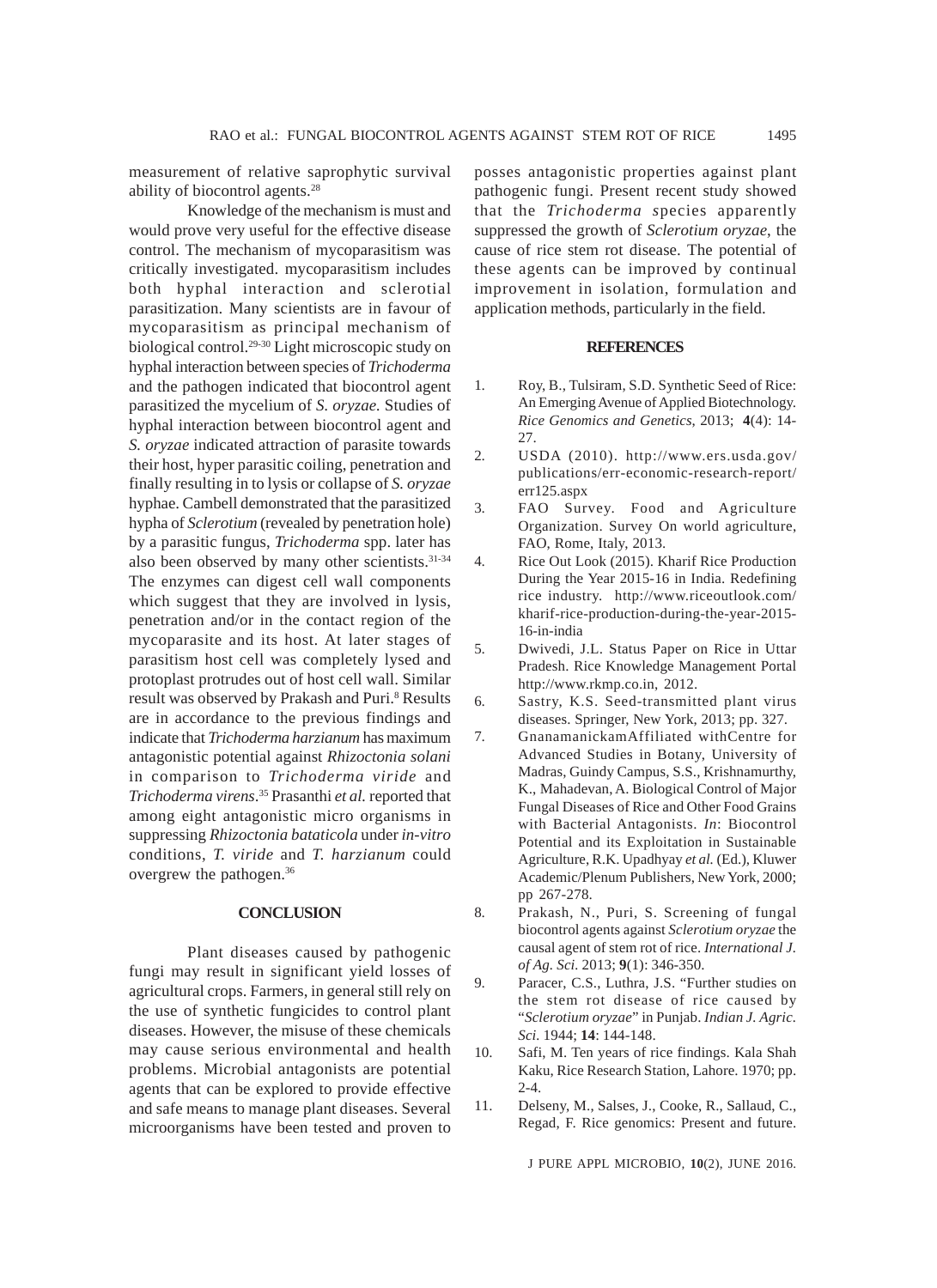measurement of relative saprophytic survival ability of biocontrol agents.[28]

Knowledge of the mechanism is must and would prove very useful for the effective disease control. The mechanism of mycoparasitism was critically investigated. mycoparasitism includes both hyphal interaction and sclerotial parasitization. Many scientists are in favour of mycoparasitism as principal mechanism of biological control.[29-30] Light microscopic study on hyphal interaction between species of *Trichoderma* and the pathogen indicated that biocontrol agent parasitized the mycelium of *S. oryzae.* Studies of hyphal interaction between biocontrol agent and *S. oryzae* indicated attraction of parasite towards their host, hyper parasitic coiling, penetration and finally resulting in to lysis or collapse of *S. oryzae* hyphae. Cambell demonstrated that the parasitized hypha of *Sclerotium* (revealed by penetration hole) by a parasitic fungus, *Trichoderma* spp. later has also been observed by many other scientists.[31-34] The enzymes can digest cell wall components which suggest that they are involved in lysis, penetration and/or in the contact region of the mycoparasite and its host. At later stages of parasitism host cell was completely lysed and protoplast protrudes out of host cell wall. Similar result was observed by Prakash and Puri.[8] Results are in accordance to the previous findings and indicate that *Trichoderma harzianum* has maximum antagonistic potential against *Rhizoctonia solani* in comparison to *Trichoderma viride* and *Trichoderma virens*.[35] Prasanthi *et al.* reported that among eight antagonistic micro organisms in suppressing *Rhizoctonia bataticola* under *in-vitro* conditions, *T. viride* and *T. harzianum* could overgrew the pathogen.[36]

## CONCLUSION

Plant diseases caused by pathogenic fungi may result in significant yield losses of agricultural crops. Farmers, in general still rely on the use of synthetic fungicides to control plant diseases. However, the misuse of these chemicals may cause serious environmental and health problems. Microbial antagonists are potential agents that can be explored to provide effective and safe means to manage plant diseases. Several microorganisms have been tested and proven to posses antagonistic properties against plant pathogenic fungi. Present recent study showed that the *Trichoderma s*pecies apparently suppressed the growth of *Sclerotium oryzae*, the cause of rice stem rot disease. The potential of these agents can be improved by continual improvement in isolation, formulation and application methods, particularly in the field.

## REFERENCES

1. Roy, B., Tulsiram, S.D. Synthetic Seed of Rice: An Emerging Avenue of Applied Biotechnology. *Rice Genomics and Genetics*, 2013; **4**(4): 14-27.
2. USDA (2010). http://www.ers.usda.gov/publications/err-economic-research-report/err125.aspx
3. FAO Survey. Food and Agriculture Organization. Survey On world agriculture, FAO, Rome, Italy, 2013.
4. Rice Out Look (2015). Kharif Rice Production During the Year 2015-16 in India. Redefining rice industry. http://www.riceoutlook.com/kharif-rice-production-during-the-year-2015-16-in-india
5. Dwivedi, J.L. Status Paper on Rice in Uttar Pradesh. Rice Knowledge Management Portal http://www.rkmp.co.in, 2012.
6. Sastry, K.S. Seed-transmitted plant virus diseases. Springer, New York, 2013; pp. 327.
7. GnanamanickamAffiliated withCentre for Advanced Studies in Botany, University of Madras, Guindy Campus, S.S., Krishnamurthy, K., Mahadevan, A. Biological Control of Major Fungal Diseases of Rice and Other Food Grains with Bacterial Antagonists. *In*: Biocontrol Potential and its Exploitation in Sustainable Agriculture, R.K. Upadhyay *et al.* (Ed.), Kluwer Academic/Plenum Publishers, New York, 2000; pp 267-278.
8. Prakash, N., Puri, S. Screening of fungal biocontrol agents against *Sclerotium oryzae* the causal agent of stem rot of rice. *International J. of Ag. Sci.* 2013; **9**(1): 346-350.
9. Paracer, C.S., Luthra, J.S. "Further studies on the stem rot disease of rice caused by "*Sclerotium oryzae*" in Punjab. *Indian J. Agric. Sci.* 1944; **14**: 144-148.
10. Safi, M. Ten years of rice findings. Kala Shah Kaku, Rice Research Station, Lahore. 1970; pp. 2-4.
11. Delseny, M., Salses, J., Cooke, R., Sallaud, C., Regad, F. Rice genomics: Present and future.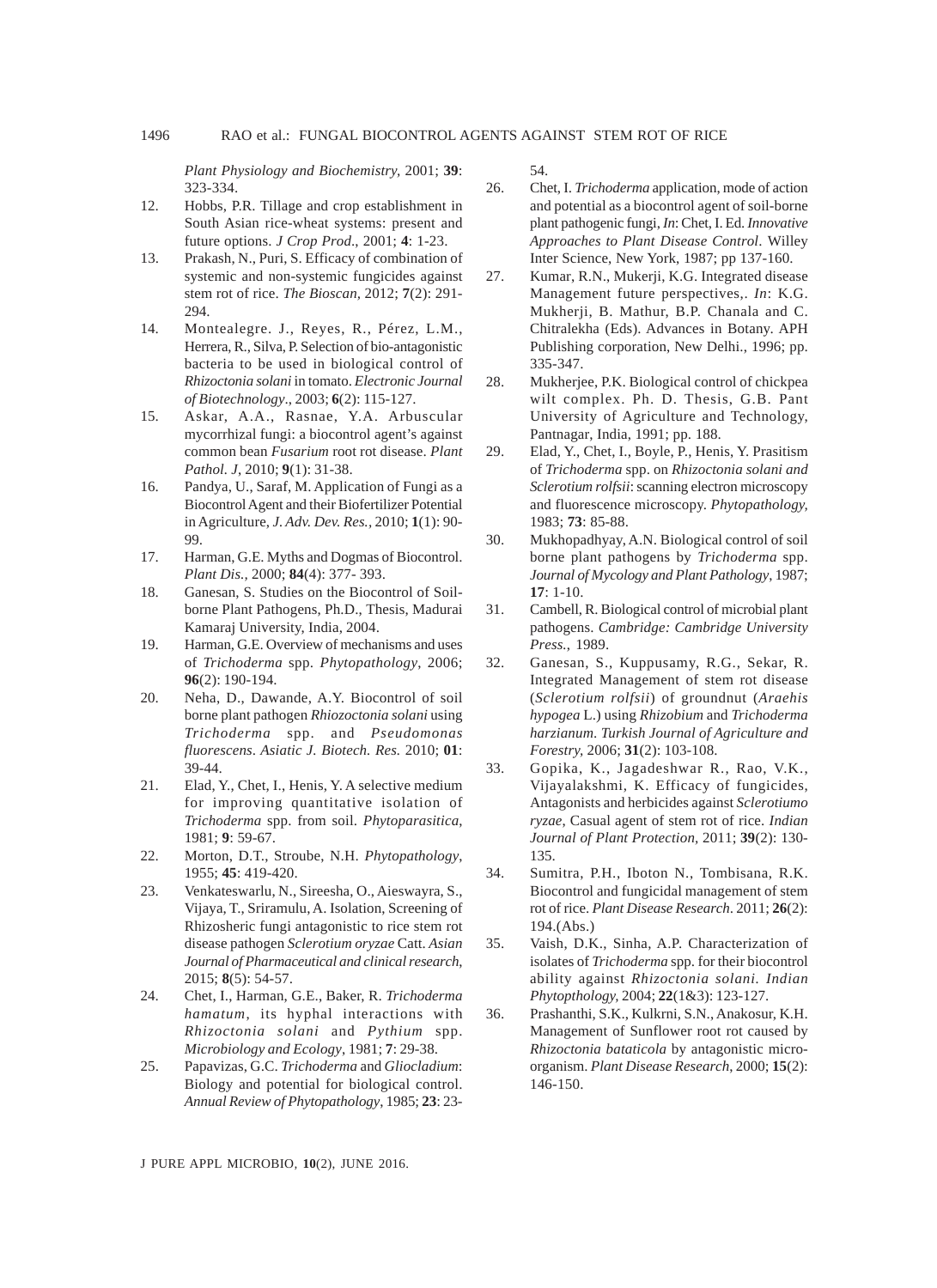*Plant Physiology and Biochemistry,* 2001; **39**: 323-334.

12. Hobbs, P.R. Tillage and crop establishment in South Asian rice-wheat systems: present and future options. *J Crop Prod*., 2001; **4**: 1-23.
13. Prakash, N., Puri, S. Efficacy of combination of systemic and non-systemic fungicides against stem rot of rice. *The Bioscan,* 2012; **7**(2): 291-294.
14. Montealegre. J., Reyes, R., Pérez, L.M., Herrera, R., Silva, P. Selection of bio-antagonistic bacteria to be used in biological control of *Rhizoctonia solani* in tomato. *Electronic Journal of Biotechnology*., 2003; **6**(2): 115-127.
15. Askar, A.A., Rasnae, Y.A. Arbuscular mycorrhizal fungi: a biocontrol agent's against common bean *Fusarium* root rot disease. *Plant Pathol. J*, 2010; **9**(1): 31-38.
16. Pandya, U., Saraf, M. Application of Fungi as a Biocontrol Agent and their Biofertilizer Potential in Agriculture, *J. Adv. Dev. Res.*, 2010; **1**(1): 90-99.
17. Harman, G.E. Myths and Dogmas of Biocontrol. *Plant Dis.,* 2000; **84**(4): 377- 393.
18. Ganesan, S. Studies on the Biocontrol of Soil-borne Plant Pathogens, Ph.D., Thesis, Madurai Kamaraj University, India, 2004.
19. Harman, G.E. Overview of mechanisms and uses of *Trichoderma* spp. *Phytopathology*, 2006; **96**(2): 190-194.
20. Neha, D., Dawande, A.Y. Biocontrol of soil borne plant pathogen *Rhiozoctonia solani* using *Trichoderma* spp. and *Pseudomonas fluorescens*. *Asiatic J. Biotech. Res.* 2010; **01**: 39-44.
21. Elad, Y., Chet, I., Henis, Y. A selective medium for improving quantitative isolation of *Trichoderma* spp. from soil. *Phytoparasitica*, 1981; **9**: 59-67.
22. Morton, D.T., Stroube, N.H. *Phytopathology*, 1955; **45**: 419-420.
23. Venkateswarlu, N., Sireesha, O., Aieswayra, S., Vijaya, T., Sriramulu, A. Isolation, Screening of Rhizosheric fungi antagonistic to rice stem rot disease pathogen *Sclerotium oryzae* Catt. *Asian Journal of Pharmaceutical and clinical research*, 2015; **8**(5): 54-57.
24. Chet, I., Harman, G.E., Baker, R. *Trichoderma hamatum*, its hyphal interactions with *Rhizoctonia solani* and *Pythium* spp. *Microbiology and Ecology*, 1981; **7**: 29-38.
25. Papavizas, G.C. *Trichoderma* and *Gliocladium*: Biology and potential for biological control. *Annual Review of Phytopathology*, 1985; **23**: 23-54.
26. Chet, I. *Trichoderma* application, mode of action and potential as a biocontrol agent of soil-borne plant pathogenic fungi, *In*: Chet, I. Ed. *Innovative Approaches to Plant Disease Control*. Willey Inter Science, New York, 1987; pp 137-160.
27. Kumar, R.N., Mukerji, K.G. Integrated disease Management future perspectives,. *In*: K.G. Mukherji, B. Mathur, B.P. Chanala and C. Chitralekha (Eds). Advances in Botany. APH Publishing corporation, New Delhi., 1996; pp. 335-347.
28. Mukherjee, P.K. Biological control of chickpea wilt complex. Ph. D. Thesis, G.B. Pant University of Agriculture and Technology, Pantnagar, India, 1991; pp. 188.
29. Elad, Y., Chet, I., Boyle, P., Henis, Y. Prasitism of *Trichoderma* spp. on *Rhizoctonia solani and Sclerotium rolfsii*: scanning electron microscopy and fluorescence microscopy. *Phytopathology,* 1983; **73**: 85-88.
30. Mukhopadhyay, A.N. Biological control of soil borne plant pathogens by *Trichoderma* spp. *Journal of Mycology and Plant Pathology*, 1987; **17**: 1-10.
31. Cambell, R. Biological control of microbial plant pathogens. *Cambridge: Cambridge University Press.*, 1989.
32. Ganesan, S., Kuppusamy, R.G., Sekar, R. Integrated Management of stem rot disease (*Sclerotium rolfsii*) of groundnut (*Araehis hypogea* L.) using *Rhizobium* and *Trichoderma harzianum*. *Turkish Journal of Agriculture and Forestry*, 2006; **31**(2): 103-108.
33. Gopika, K., Jagadeshwar R., Rao, V.K., Vijayalakshmi, K. Efficacy of fungicides, Antagonists and herbicides against *Sclerotiumo ryzae*, Casual agent of stem rot of rice. *Indian Journal of Plant Protection,* 2011; **39**(2): 130-135.
34. Sumitra, P.H., Iboton N., Tombisana, R.K. Biocontrol and fungicidal management of stem rot of rice. *Plant Disease Research*. 2011; **26**(2): 194.(Abs.)
35. Vaish, D.K., Sinha, A.P. Characterization of isolates of *Trichoderma* spp. for their biocontrol ability against *Rhizoctonia solani*. *Indian Phytopthology,* 2004; **22**(1&3): 123-127.
36. Prashanthi, S.K., Kulkrni, S.N., Anakosur, K.H. Management of Sunflower root rot caused by *Rhizoctonia bataticola* by antagonistic micro-organism. *Plant Disease Research*, 2000; **15**(2): 146-150.